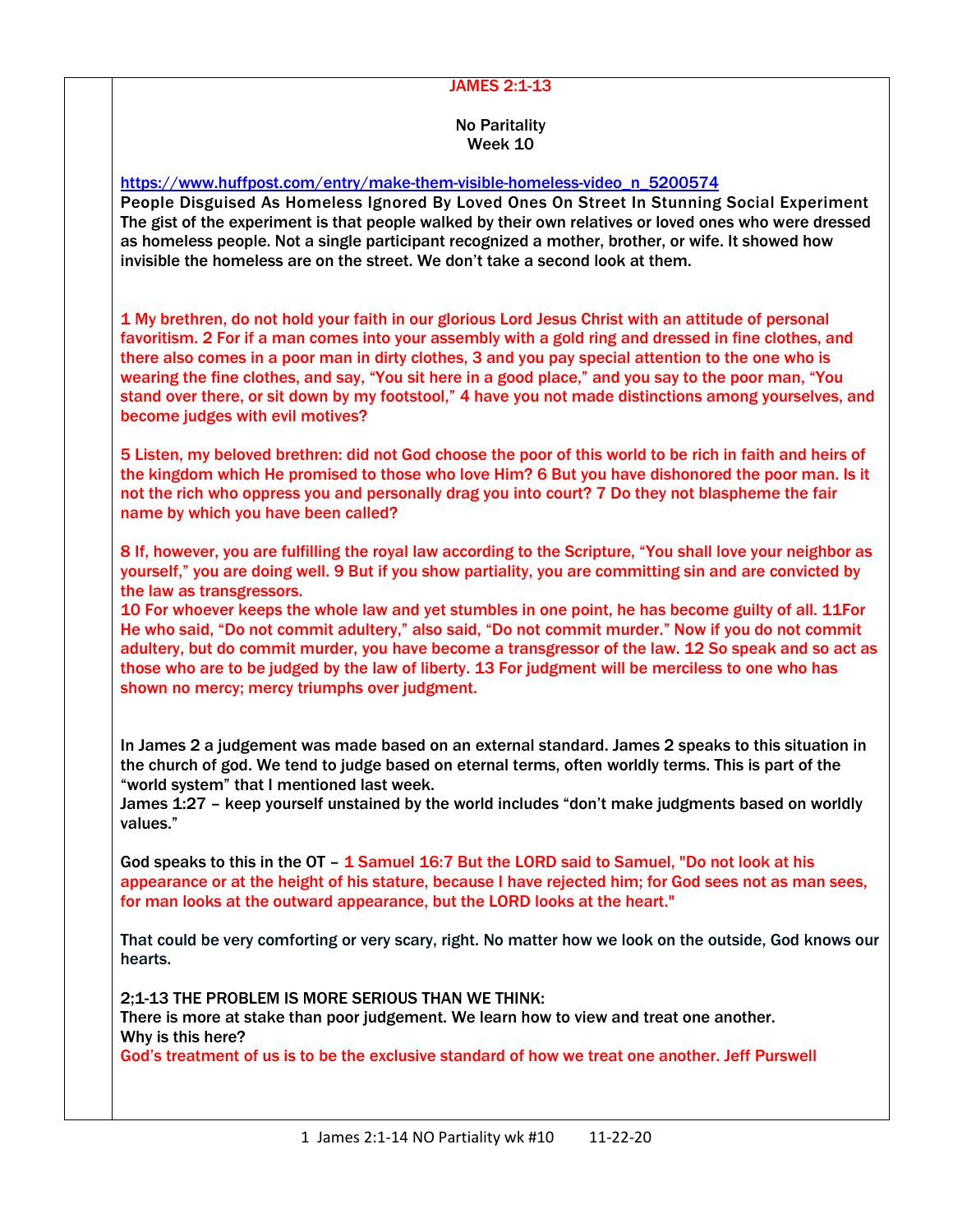## JAMES 2:1-13

**No Paritality**
**Week 10**

https://www.huffpost.com/entry/make-them-visible-homeless-video_n_5200574

People Disguised As Homeless Ignored By Loved Ones On Street In Stunning Social Experiment
The gist of the experiment is that people walked by their own relatives or loved ones who were dressed as homeless people. Not a single participant recognized a mother, brother, or wife. It showed how invisible the homeless are on the street. We don't take a second look at them.

1 My brethren, do not hold your faith in our glorious Lord Jesus Christ with an attitude of personal favoritism. 2 For if a man comes into your assembly with a gold ring and dressed in fine clothes, and there also comes in a poor man in dirty clothes, 3 and you pay special attention to the one who is wearing the fine clothes, and say, "You sit here in a good place," and you say to the poor man, "You stand over there, or sit down by my footstool," 4 have you not made distinctions among yourselves, and become judges with evil motives?

5 Listen, my beloved brethren: did not God choose the poor of this world to be rich in faith and heirs of the kingdom which He promised to those who love Him? 6 But you have dishonored the poor man. Is it not the rich who oppress you and personally drag you into court? 7 Do they not blaspheme the fair name by which you have been called?

8 If, however, you are fulfilling the royal law according to the Scripture, "You shall love your neighbor as yourself," you are doing well. 9 But if you show partiality, you are committing sin and are convicted by the law as transgressors.
10 For whoever keeps the whole law and yet stumbles in one point, he has become guilty of all. 11For He who said, "Do not commit adultery," also said, "Do not commit murder." Now if you do not commit adultery, but do commit murder, you have become a transgressor of the law. 12 So speak and so act as those who are to be judged by the law of liberty. 13 For judgment will be merciless to one who has shown no mercy; mercy triumphs over judgment.

In James 2 a judgement was made based on an external standard. James 2 speaks to this situation in the church of god. We tend to judge based on eternal terms, often worldly terms. This is part of the "world system" that I mentioned last week.
James 1:27 – keep yourself unstained by the world includes "don't make judgments based on worldly values."

God speaks to this in the OT – 1 Samuel 16:7 But the LORD said to Samuel, "Do not look at his appearance or at the height of his stature, because I have rejected him; for God sees not as man sees, for man looks at the outward appearance, but the LORD looks at the heart."

That could be very comforting or very scary, right. No matter how we look on the outside, God knows our hearts.

2;1-13 THE PROBLEM IS MORE SERIOUS THAN WE THINK:
There is more at stake than poor judgement. We learn how to view and treat one another.
Why is this here?
God's treatment of us is to be the exclusive standard of how we treat one another. Jeff Purswell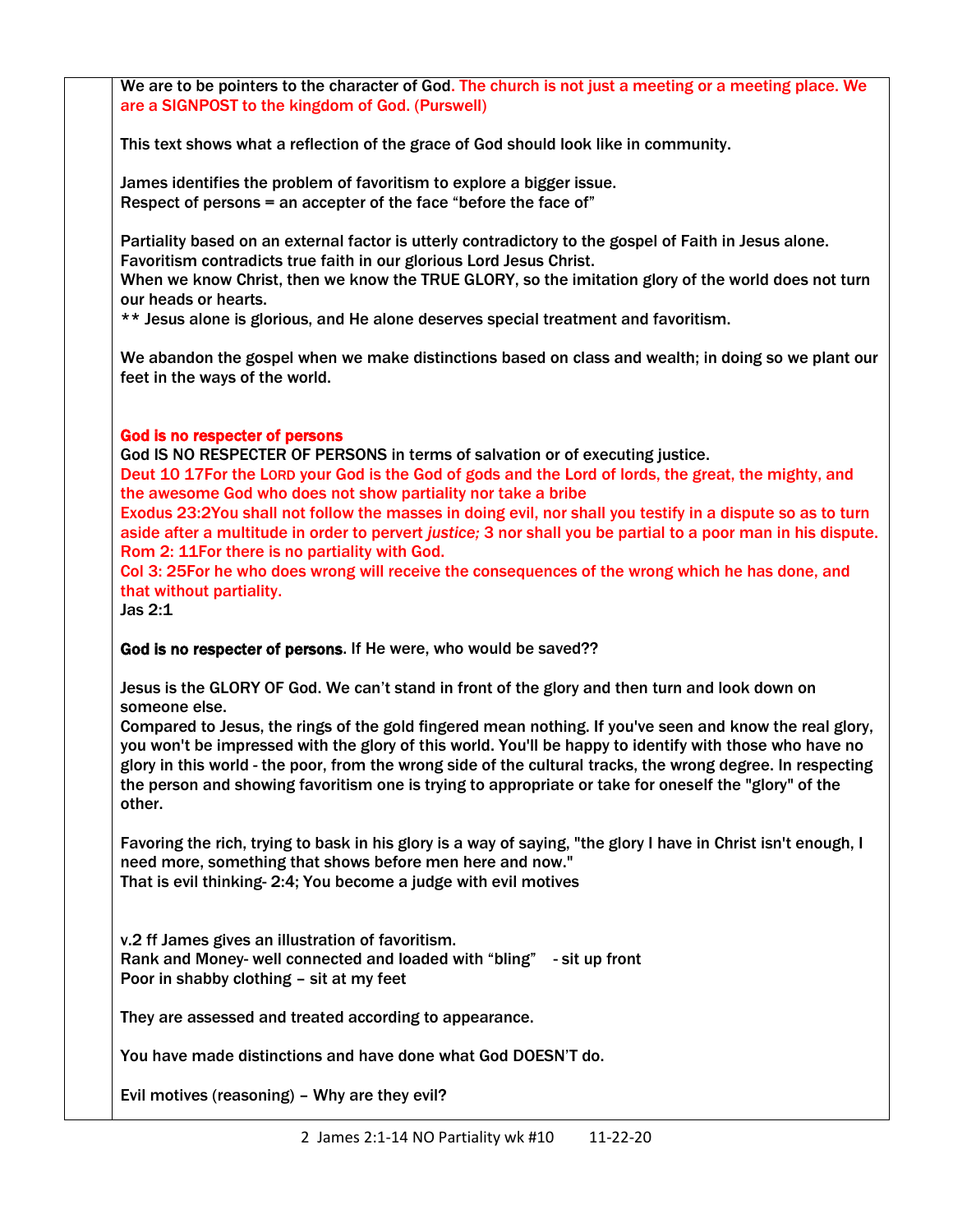We are to be pointers to the character of God. The church is not just a meeting or a meeting place. We are a SIGNPOST to the kingdom of God. (Purswell)

This text shows what a reflection of the grace of God should look like in community.

James identifies the problem of favoritism to explore a bigger issue.
Respect of persons = an accepter of the face "before the face of"

Partiality based on an external factor is utterly contradictory to the gospel of Faith in Jesus alone.
Favoritism contradicts true faith in our glorious Lord Jesus Christ.
When we know Christ, then we know the TRUE GLORY, so the imitation glory of the world does not turn our heads or hearts.
** Jesus alone is glorious, and He alone deserves special treatment and favoritism.

We abandon the gospel when we make distinctions based on class and wealth; in doing so we plant our feet in the ways of the world.

**God is no respecter of persons**

God IS NO RESPECTER OF PERSONS in terms of salvation or of executing justice.
Deut 10 17For the LORD your God is the God of gods and the Lord of lords, the great, the mighty, and the awesome God who does not show partiality nor take a bribe
Exodus 23:2You shall not follow the masses in doing evil, nor shall you testify in a dispute so as to turn aside after a multitude in order to pervert *justice;* 3 nor shall you be partial to a poor man in his dispute.
Rom 2: 11For there is no partiality with God.
Col 3: 25For he who does wrong will receive the consequences of the wrong which he has done, and that without partiality.
Jas 2:1

**God is no respecter of persons**. If He were, who would be saved??

Jesus is the GLORY OF God. We can't stand in front of the glory and then turn and look down on someone else.
Compared to Jesus, the rings of the gold fingered mean nothing. If you've seen and know the real glory, you won't be impressed with the glory of this world. You'll be happy to identify with those who have no glory in this world - the poor, from the wrong side of the cultural tracks, the wrong degree. In respecting the person and showing favoritism one is trying to appropriate or take for oneself the "glory" of the other.

Favoring the rich, trying to bask in his glory is a way of saying, "the glory I have in Christ isn't enough, I need more, something that shows before men here and now."
That is evil thinking- 2:4; You become a judge with evil motives

v.2 ff James gives an illustration of favoritism.
Rank and Money- well connected and loaded with "bling" - sit up front
Poor in shabby clothing – sit at my feet

They are assessed and treated according to appearance.

You have made distinctions and have done what God DOESN'T do.

Evil motives (reasoning) – Why are they evil?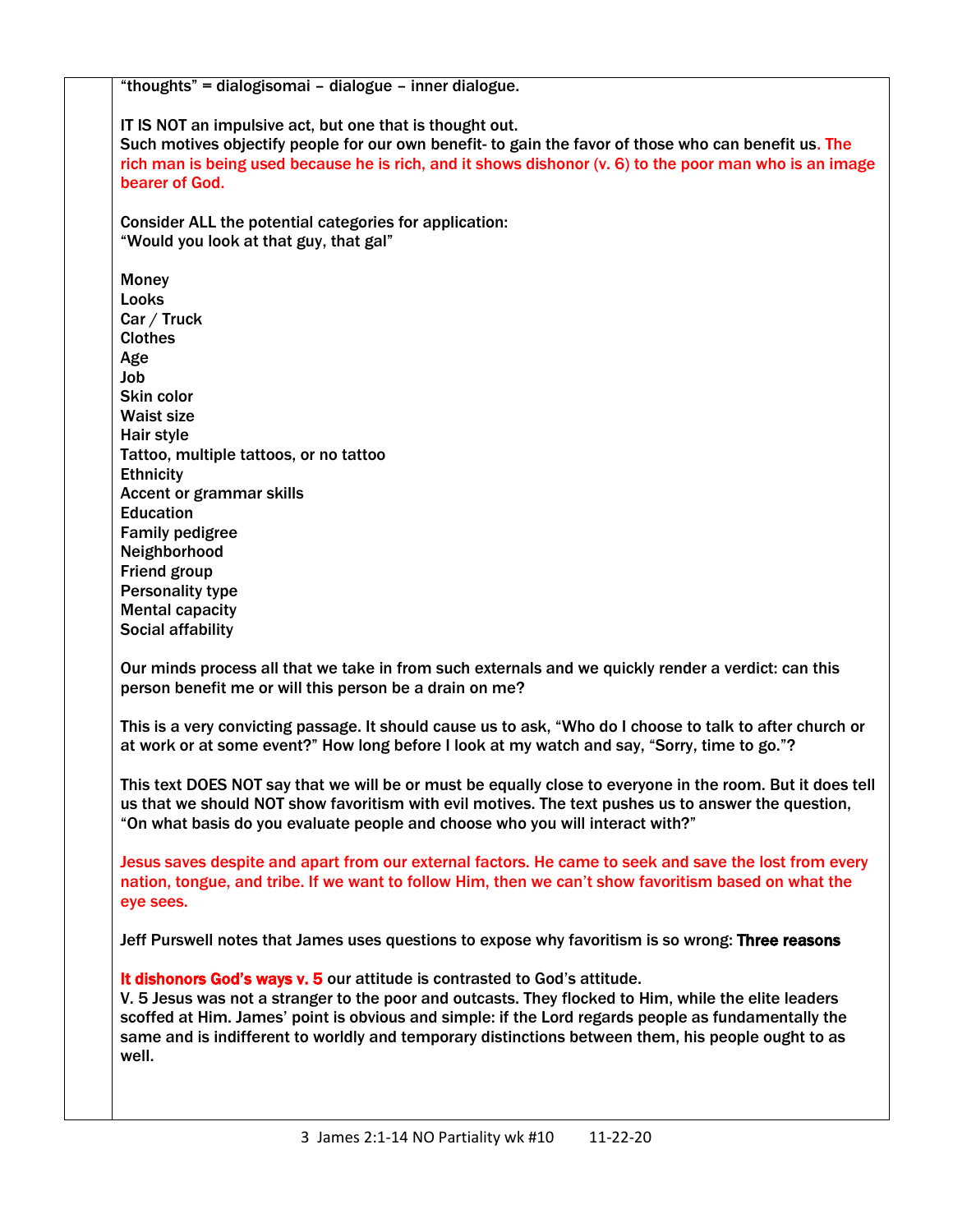"thoughts" = dialogisomai – dialogue – inner dialogue.

IT IS NOT an impulsive act, but one that is thought out.
Such motives objectify people for our own benefit- to gain the favor of those who can benefit us. The rich man is being used because he is rich, and it shows dishonor (v. 6) to the poor man who is an image bearer of God.

Consider ALL the potential categories for application:
"Would you look at that guy, that gal"

Money
Looks
Car / Truck
Clothes
Age
Job
Skin color
Waist size
Hair style
Tattoo, multiple tattoos, or no tattoo
Ethnicity
Accent or grammar skills
Education
Family pedigree
Neighborhood
Friend group
Personality type
Mental capacity
Social affability

Our minds process all that we take in from such externals and we quickly render a verdict: can this person benefit me or will this person be a drain on me?

This is a very convicting passage. It should cause us to ask, "Who do I choose to talk to after church or at work or at some event?" How long before I look at my watch and say, "Sorry, time to go."?

This text DOES NOT say that we will be or must be equally close to everyone in the room. But it does tell us that we should NOT show favoritism with evil motives. The text pushes us to answer the question, "On what basis do you evaluate people and choose who you will interact with?"

Jesus saves despite and apart from our external factors. He came to seek and save the lost from every nation, tongue, and tribe. If we want to follow Him, then we can't show favoritism based on what the eye sees.

Jeff Purswell notes that James uses questions to expose why favoritism is so wrong: **Three reasons**

**It dishonors God's ways v. 5** our attitude is contrasted to God's attitude.
V. 5 Jesus was not a stranger to the poor and outcasts. They flocked to Him, while the elite leaders scoffed at Him. James' point is obvious and simple: if the Lord regards people as fundamentally the same and is indifferent to worldly and temporary distinctions between them, his people ought to as well.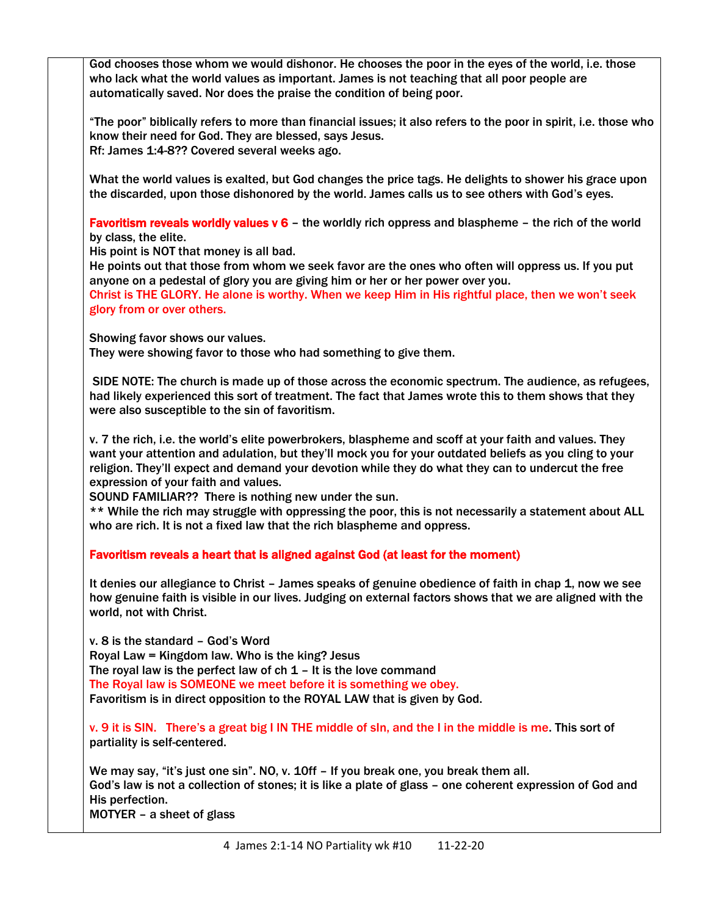God chooses those whom we would dishonor. He chooses the poor in the eyes of the world, i.e. those who lack what the world values as important. James is not teaching that all poor people are automatically saved. Nor does the praise the condition of being poor.

"The poor" biblically refers to more than financial issues; it also refers to the poor in spirit, i.e. those who know their need for God. They are blessed, says Jesus.
Rf: James 1:4-8?? Covered several weeks ago.

What the world values is exalted, but God changes the price tags. He delights to shower his grace upon the discarded, upon those dishonored by the world. James calls us to see others with God's eyes.

**Favoritism reveals worldly values v 6** – the worldly rich oppress and blaspheme – the rich of the world by class, the elite.
His point is NOT that money is all bad.
He points out that those from whom we seek favor are the ones who often will oppress us. If you put anyone on a pedestal of glory you are giving him or her or her power over you.
Christ is THE GLORY. He alone is worthy. When we keep Him in His rightful place, then we won't seek glory from or over others.

Showing favor shows our values.
They were showing favor to those who had something to give them.

SIDE NOTE: The church is made up of those across the economic spectrum. The audience, as refugees, had likely experienced this sort of treatment. The fact that James wrote this to them shows that they were also susceptible to the sin of favoritism.

v. 7 the rich, i.e. the world's elite powerbrokers, blaspheme and scoff at your faith and values. They want your attention and adulation, but they'll mock you for your outdated beliefs as you cling to your religion. They'll expect and demand your devotion while they do what they can to undercut the free expression of your faith and values.
SOUND FAMILIAR?? There is nothing new under the sun.
** While the rich may struggle with oppressing the poor, this is not necessarily a statement about ALL who are rich. It is not a fixed law that the rich blaspheme and oppress.

**Favoritism reveals a heart that is aligned against God (at least for the moment)**

It denies our allegiance to Christ – James speaks of genuine obedience of faith in chap 1, now we see how genuine faith is visible in our lives. Judging on external factors shows that we are aligned with the world, not with Christ.

v. 8 is the standard – God's Word
Royal Law = Kingdom law. Who is the king? Jesus
The royal law is the perfect law of ch 1 – It is the love command
The Royal law is SOMEONE we meet before it is something we obey.
Favoritism is in direct opposition to the ROYAL LAW that is given by God.

v. 9 it is SIN. There's a great big I IN THE middle of sIn, and the I in the middle is me. This sort of partiality is self-centered.

We may say, "it's just one sin". NO, v. 10ff – If you break one, you break them all.
God's law is not a collection of stones; it is like a plate of glass – one coherent expression of God and His perfection.
MOTYER – a sheet of glass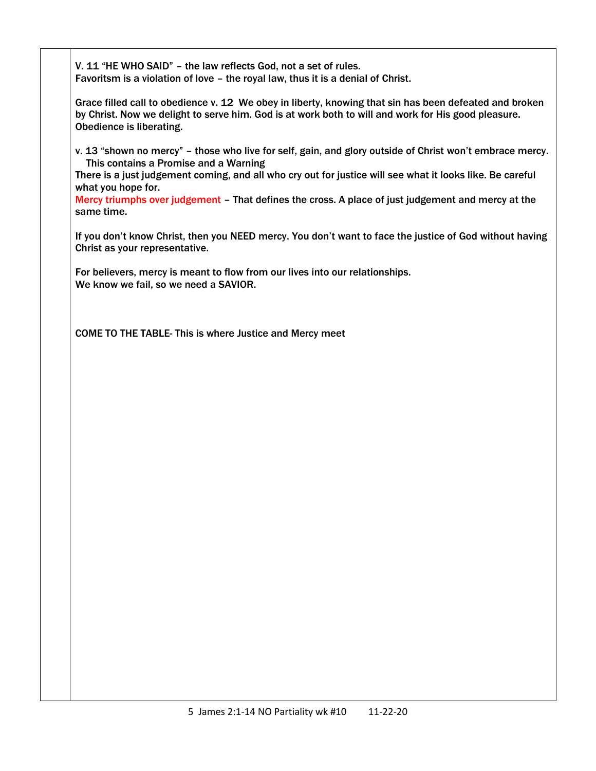**V. 11 "HE WHO SAID" – the law reflects God, not a set of rules.**
**Favoritsm is a violation of love – the royal law, thus it is a denial of Christ.**

**Grace filled call to obedience v. 12 We obey in liberty, knowing that sin has been defeated and broken by Christ. Now we delight to serve him. God is at work both to will and work for His good pleasure. Obedience is liberating.**

**v. 13 "shown no mercy" – those who live for self, gain, and glory outside of Christ won't embrace mercy.**
**This contains a Promise and a Warning**
**There is a just judgement coming, and all who cry out for justice will see what it looks like. Be careful what you hope for.**
**Mercy triumphs over judgement – That defines the cross. A place of just judgement and mercy at the same time.**

**If you don't know Christ, then you NEED mercy. You don't want to face the justice of God without having Christ as your representative.**

**For believers, mercy is meant to flow from our lives into our relationships.**
**We know we fail, so we need a SAVIOR.**

**COME TO THE TABLE- This is where Justice and Mercy meet**